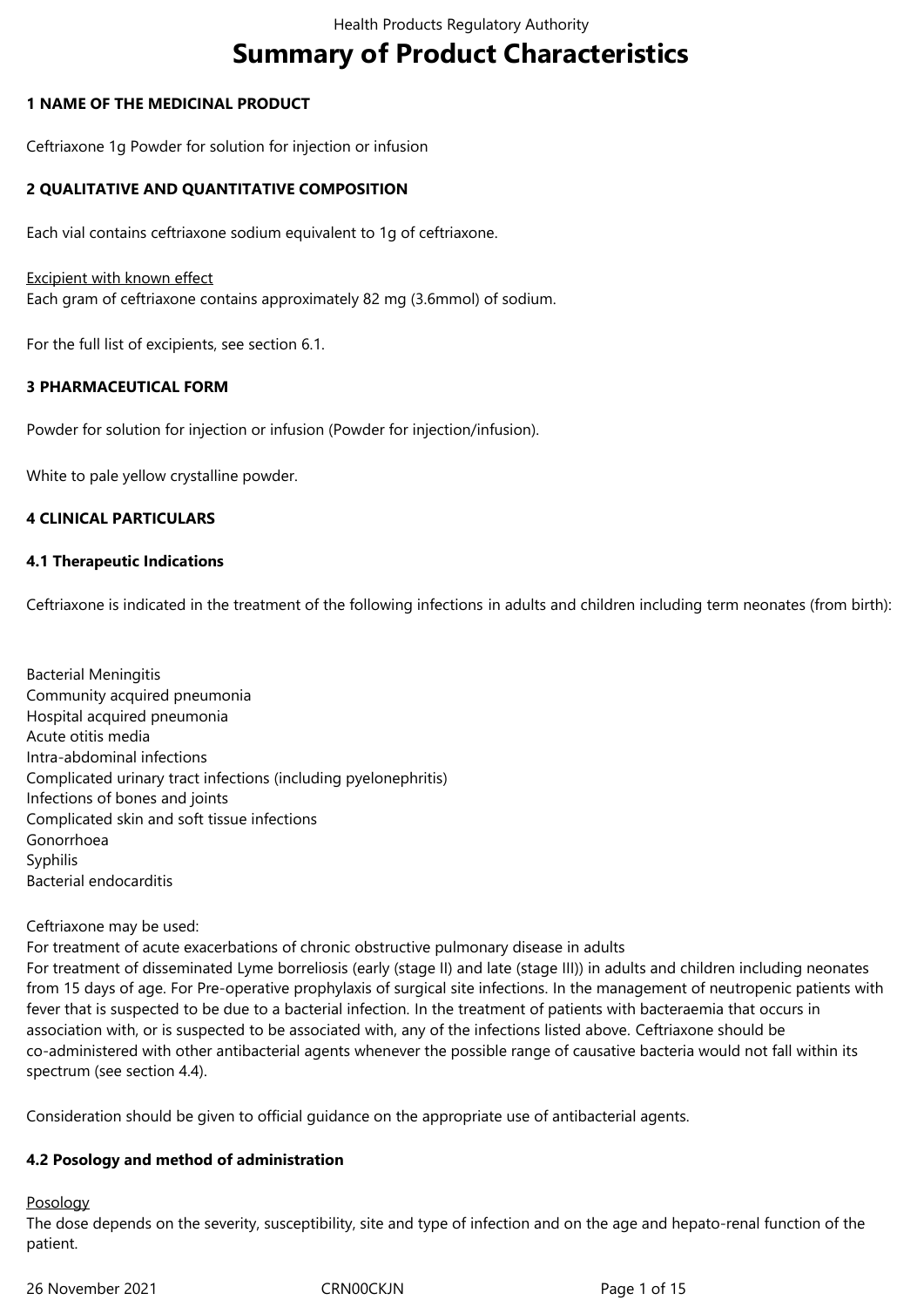# Summary of Product Characteristics

## 1 NAME OF THE MEDICINAL PRODUCT

Ceftriaxone 1g Powder for solution for injection or infusion

## 2 QUALITATIVE AND QUANTITATIVE COMPOSITION

Each vial contains ceftriaxone sodium equivalent to 1g of ceftriaxone.

Excipient with known effect
Each gram of ceftriaxone contains approximately 82 mg (3.6mmol) of sodium.

For the full list of excipients, see section 6.1.

## 3 PHARMACEUTICAL FORM

Powder for solution for injection or infusion (Powder for injection/infusion).

White to pale yellow crystalline powder.

## 4 CLINICAL PARTICULARS

### 4.1 Therapeutic Indications

Ceftriaxone is indicated in the treatment of the following infections in adults and children including term neonates (from birth):

Bacterial Meningitis
Community acquired pneumonia
Hospital acquired pneumonia
Acute otitis media
Intra-abdominal infections
Complicated urinary tract infections (including pyelonephritis)
Infections of bones and joints
Complicated skin and soft tissue infections
Gonorrhoea
Syphilis
Bacterial endocarditis

Ceftriaxone may be used:
For treatment of acute exacerbations of chronic obstructive pulmonary disease in adults
For treatment of disseminated Lyme borreliosis (early (stage II) and late (stage III)) in adults and children including neonates from 15 days of age. For Pre-operative prophylaxis of surgical site infections. In the management of neutropenic patients with fever that is suspected to be due to a bacterial infection. In the treatment of patients with bacteraemia that occurs in association with, or is suspected to be associated with, any of the infections listed above. Ceftriaxone should be co-administered with other antibacterial agents whenever the possible range of causative bacteria would not fall within its spectrum (see section 4.4).

Consideration should be given to official guidance on the appropriate use of antibacterial agents.

### 4.2 Posology and method of administration

Posology
The dose depends on the severity, susceptibility, site and type of infection and on the age and hepato-renal function of the patient.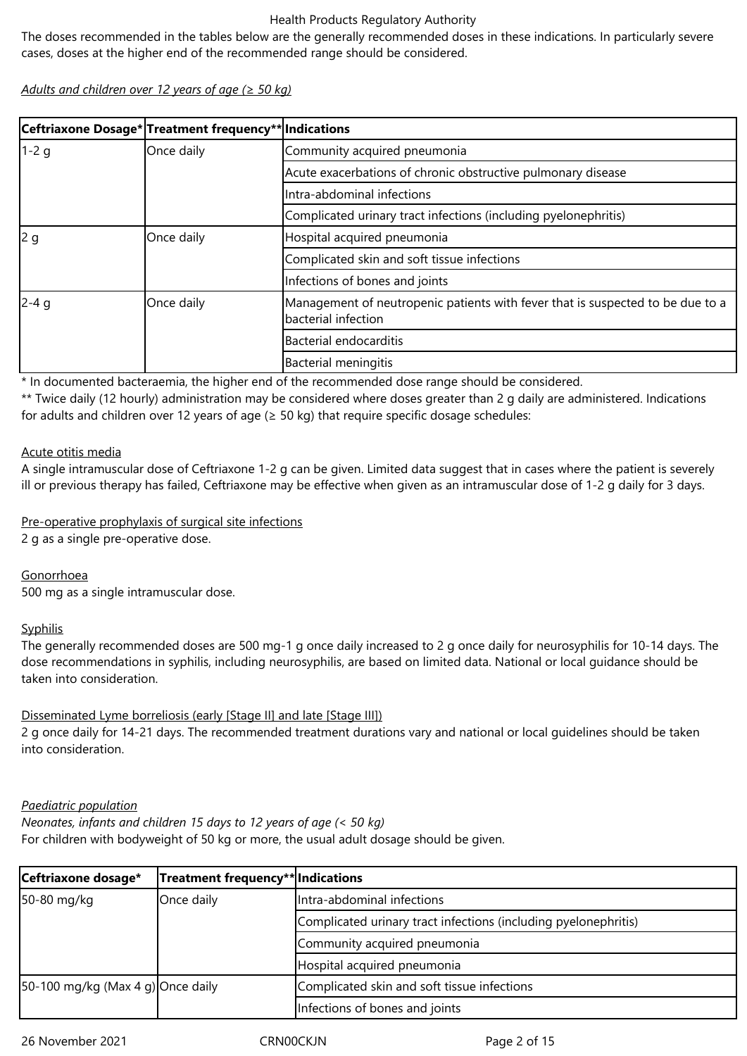The doses recommended in the tables below are the generally recommended doses in these indications. In particularly severe cases, doses at the higher end of the recommended range should be considered.

*Adults and children over 12 years of age (≥ 50 kg)*

| Ceftriaxone Dosage* | Treatment frequency** | Indications |
|---|---|---|
| 1-2 g | Once daily | Community acquired pneumonia |
| | | Acute exacerbations of chronic obstructive pulmonary disease |
| | | Intra-abdominal infections |
| | | Complicated urinary tract infections (including pyelonephritis) |
| 2 g | Once daily | Hospital acquired pneumonia |
| | | Complicated skin and soft tissue infections |
| | | Infections of bones and joints |
| 2-4 g | Once daily | Management of neutropenic patients with fever that is suspected to be due to a bacterial infection |
| | | Bacterial endocarditis |
| | | Bacterial meningitis |

* In documented bacteraemia, the higher end of the recommended dose range should be considered.

** Twice daily (12 hourly) administration may be considered where doses greater than 2 g daily are administered. Indications for adults and children over 12 years of age (≥ 50 kg) that require specific dosage schedules:

Acute otitis media

A single intramuscular dose of Ceftriaxone 1-2 g can be given. Limited data suggest that in cases where the patient is severely ill or previous therapy has failed, Ceftriaxone may be effective when given as an intramuscular dose of 1-2 g daily for 3 days.

Pre-operative prophylaxis of surgical site infections

2 g as a single pre-operative dose.

Gonorrhoea

500 mg as a single intramuscular dose.

Syphilis

The generally recommended doses are 500 mg-1 g once daily increased to 2 g once daily for neurosyphilis for 10-14 days. The dose recommendations in syphilis, including neurosyphilis, are based on limited data. National or local guidance should be taken into consideration.

Disseminated Lyme borreliosis (early [Stage II] and late [Stage III])

2 g once daily for 14-21 days. The recommended treatment durations vary and national or local guidelines should be taken into consideration.

*Paediatric population*

*Neonates, infants and children 15 days to 12 years of age (< 50 kg)*

For children with bodyweight of 50 kg or more, the usual adult dosage should be given.

| Ceftriaxone dosage* | Treatment frequency** | Indications |
|---|---|---|
| 50-80 mg/kg | Once daily | Intra-abdominal infections |
| | | Complicated urinary tract infections (including pyelonephritis) |
| | | Community acquired pneumonia |
| | | Hospital acquired pneumonia |
| 50-100 mg/kg (Max 4 g) | Once daily | Complicated skin and soft tissue infections |
| | | Infections of bones and joints |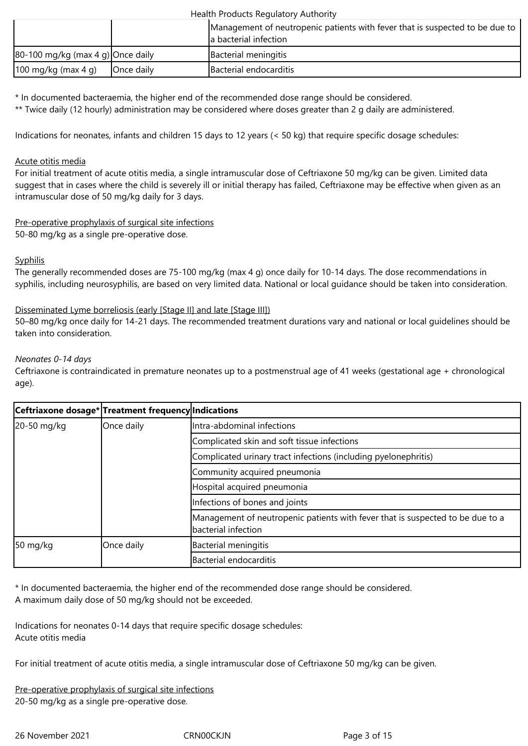| | | Management of neutropenic patients with fever that is suspected to be due to a bacterial infection |
|---|---|---|
| 80-100 mg/kg (max 4 g) | Once daily | Bacterial meningitis |
| 100 mg/kg (max 4 g) | Once daily | Bacterial endocarditis |

* In documented bacteraemia, the higher end of the recommended dose range should be considered.
** Twice daily (12 hourly) administration may be considered where doses greater than 2 g daily are administered.

Indications for neonates, infants and children 15 days to 12 years (< 50 kg) that require specific dosage schedules:

Acute otitis media
For initial treatment of acute otitis media, a single intramuscular dose of Ceftriaxone 50 mg/kg can be given. Limited data suggest that in cases where the child is severely ill or initial therapy has failed, Ceftriaxone may be effective when given as an intramuscular dose of 50 mg/kg daily for 3 days.

Pre-operative prophylaxis of surgical site infections
50-80 mg/kg as a single pre-operative dose.

Syphilis
The generally recommended doses are 75-100 mg/kg (max 4 g) once daily for 10-14 days. The dose recommendations in syphilis, including neurosyphilis, are based on very limited data. National or local guidance should be taken into consideration.

Disseminated Lyme borreliosis (early [Stage II] and late [Stage III])
50–80 mg/kg once daily for 14-21 days. The recommended treatment durations vary and national or local guidelines should be taken into consideration.

*Neonates 0-14 days*
Ceftriaxone is contraindicated in premature neonates up to a postmenstrual age of 41 weeks (gestational age + chronological age).

| Ceftriaxone dosage* | Treatment frequency | Indications |
|---|---|---|
| 20-50 mg/kg | Once daily | Intra-abdominal infections |
| | | Complicated skin and soft tissue infections |
| | | Complicated urinary tract infections (including pyelonephritis) |
| | | Community acquired pneumonia |
| | | Hospital acquired pneumonia |
| | | Infections of bones and joints |
| | | Management of neutropenic patients with fever that is suspected to be due to a bacterial infection |
| 50 mg/kg | Once daily | Bacterial meningitis |
| | | Bacterial endocarditis |

* In documented bacteraemia, the higher end of the recommended dose range should be considered.
A maximum daily dose of 50 mg/kg should not be exceeded.

Indications for neonates 0-14 days that require specific dosage schedules:
Acute otitis media

For initial treatment of acute otitis media, a single intramuscular dose of Ceftriaxone 50 mg/kg can be given.

Pre-operative prophylaxis of surgical site infections
20-50 mg/kg as a single pre-operative dose.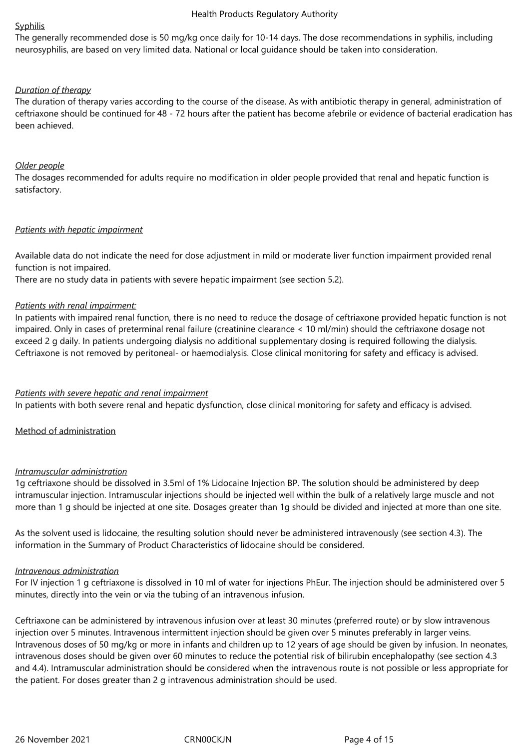Syphilis

The generally recommended dose is 50 mg/kg once daily for 10-14 days. The dose recommendations in syphilis, including neurosyphilis, are based on very limited data. National or local guidance should be taken into consideration.

*Duration of therapy*

The duration of therapy varies according to the course of the disease. As with antibiotic therapy in general, administration of ceftriaxone should be continued for 48 - 72 hours after the patient has become afebrile or evidence of bacterial eradication has been achieved.

*Older people*

The dosages recommended for adults require no modification in older people provided that renal and hepatic function is satisfactory.

*Patients with hepatic impairment*

Available data do not indicate the need for dose adjustment in mild or moderate liver function impairment provided renal function is not impaired.
There are no study data in patients with severe hepatic impairment (see section 5.2).

*Patients with renal impairment:*

In patients with impaired renal function, there is no need to reduce the dosage of ceftriaxone provided hepatic function is not impaired. Only in cases of preterminal renal failure (creatinine clearance < 10 ml/min) should the ceftriaxone dosage not exceed 2 g daily. In patients undergoing dialysis no additional supplementary dosing is required following the dialysis. Ceftriaxone is not removed by peritoneal- or haemodialysis. Close clinical monitoring for safety and efficacy is advised.

*Patients with severe hepatic and renal impairment*

In patients with both severe renal and hepatic dysfunction, close clinical monitoring for safety and efficacy is advised.

Method of administration

*Intramuscular administration*

1g ceftriaxone should be dissolved in 3.5ml of 1% Lidocaine Injection BP. The solution should be administered by deep intramuscular injection. Intramuscular injections should be injected well within the bulk of a relatively large muscle and not more than 1 g should be injected at one site. Dosages greater than 1g should be divided and injected at more than one site.

As the solvent used is lidocaine, the resulting solution should never be administered intravenously (see section 4.3). The information in the Summary of Product Characteristics of lidocaine should be considered.

*Intravenous administration*

For IV injection 1 g ceftriaxone is dissolved in 10 ml of water for injections PhEur. The injection should be administered over 5 minutes, directly into the vein or via the tubing of an intravenous infusion.

Ceftriaxone can be administered by intravenous infusion over at least 30 minutes (preferred route) or by slow intravenous injection over 5 minutes. Intravenous intermittent injection should be given over 5 minutes preferably in larger veins. Intravenous doses of 50 mg/kg or more in infants and children up to 12 years of age should be given by infusion. In neonates, intravenous doses should be given over 60 minutes to reduce the potential risk of bilirubin encephalopathy (see section 4.3 and 4.4). Intramuscular administration should be considered when the intravenous route is not possible or less appropriate for the patient. For doses greater than 2 g intravenous administration should be used.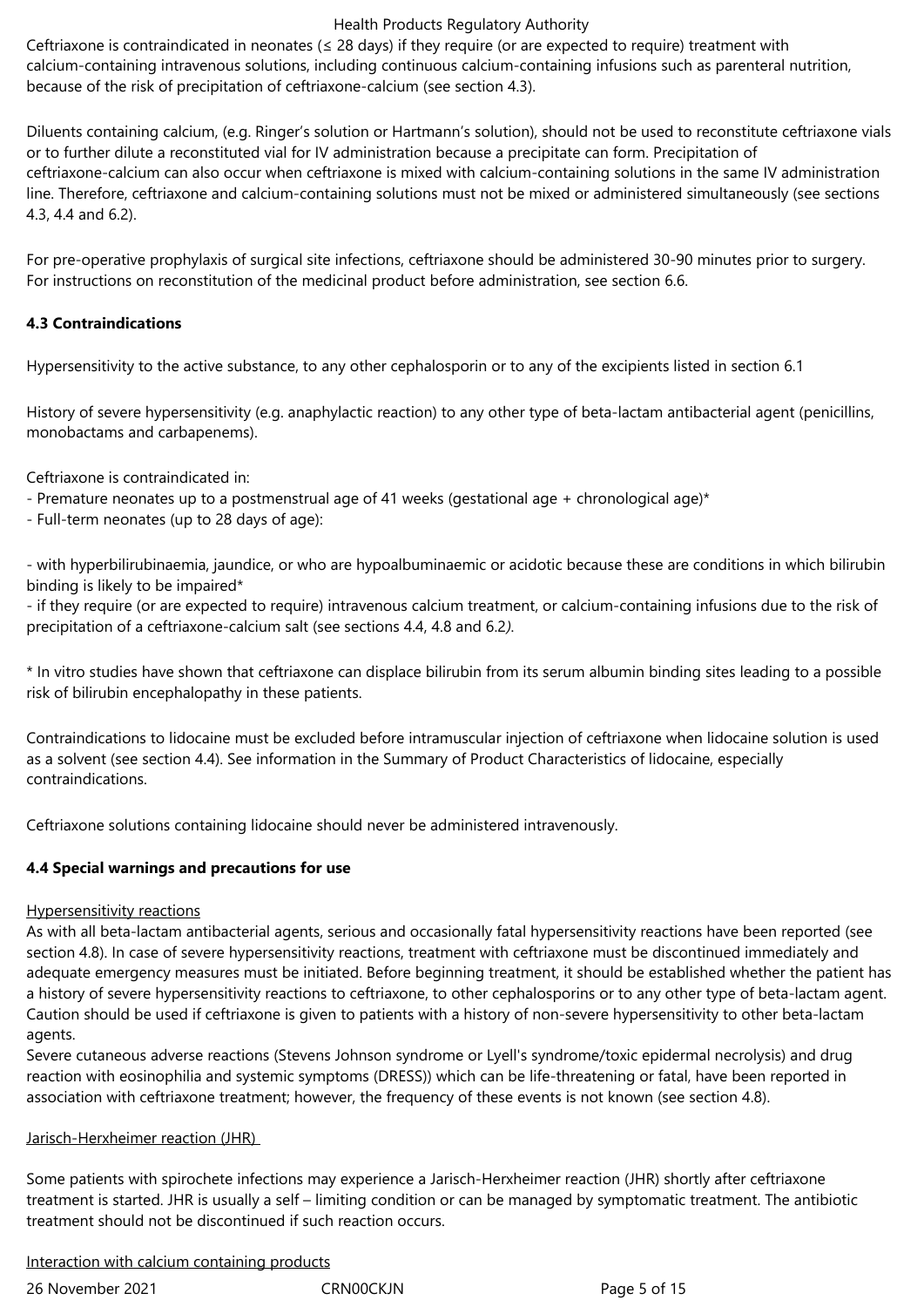Ceftriaxone is contraindicated in neonates (≤ 28 days) if they require (or are expected to require) treatment with calcium-containing intravenous solutions, including continuous calcium-containing infusions such as parenteral nutrition, because of the risk of precipitation of ceftriaxone-calcium (see section 4.3).

Diluents containing calcium, (e.g. Ringer's solution or Hartmann's solution), should not be used to reconstitute ceftriaxone vials or to further dilute a reconstituted vial for IV administration because a precipitate can form. Precipitation of ceftriaxone-calcium can also occur when ceftriaxone is mixed with calcium-containing solutions in the same IV administration line. Therefore, ceftriaxone and calcium-containing solutions must not be mixed or administered simultaneously (see sections 4.3, 4.4 and 6.2).

For pre-operative prophylaxis of surgical site infections, ceftriaxone should be administered 30-90 minutes prior to surgery. For instructions on reconstitution of the medicinal product before administration, see section 6.6.

**4.3 Contraindications**

Hypersensitivity to the active substance, to any other cephalosporin or to any of the excipients listed in section 6.1

History of severe hypersensitivity (e.g. anaphylactic reaction) to any other type of beta-lactam antibacterial agent (penicillins, monobactams and carbapenems).

Ceftriaxone is contraindicated in:
- Premature neonates up to a postmenstrual age of 41 weeks (gestational age + chronological age)*
- Full-term neonates (up to 28 days of age):

- with hyperbilirubinaemia, jaundice, or who are hypoalbuminaemic or acidotic because these are conditions in which bilirubin binding is likely to be impaired*
- if they require (or are expected to require) intravenous calcium treatment, or calcium-containing infusions due to the risk of precipitation of a ceftriaxone-calcium salt (see sections 4.4, 4.8 and 6.2*)*.

* In vitro studies have shown that ceftriaxone can displace bilirubin from its serum albumin binding sites leading to a possible risk of bilirubin encephalopathy in these patients.

Contraindications to lidocaine must be excluded before intramuscular injection of ceftriaxone when lidocaine solution is used as a solvent (see section 4.4). See information in the Summary of Product Characteristics of lidocaine, especially contraindications.

Ceftriaxone solutions containing lidocaine should never be administered intravenously.

**4.4 Special warnings and precautions for use**

Hypersensitivity reactions

As with all beta-lactam antibacterial agents, serious and occasionally fatal hypersensitivity reactions have been reported (see section 4.8). In case of severe hypersensitivity reactions, treatment with ceftriaxone must be discontinued immediately and adequate emergency measures must be initiated. Before beginning treatment, it should be established whether the patient has a history of severe hypersensitivity reactions to ceftriaxone, to other cephalosporins or to any other type of beta-lactam agent. Caution should be used if ceftriaxone is given to patients with a history of non-severe hypersensitivity to other beta-lactam agents.

Severe cutaneous adverse reactions (Stevens Johnson syndrome or Lyell's syndrome/toxic epidermal necrolysis) and drug reaction with eosinophilia and systemic symptoms (DRESS)) which can be life-threatening or fatal, have been reported in association with ceftriaxone treatment; however, the frequency of these events is not known (see section 4.8).

Jarisch-Herxheimer reaction (JHR)

Some patients with spirochete infections may experience a Jarisch-Herxheimer reaction (JHR) shortly after ceftriaxone treatment is started. JHR is usually a self – limiting condition or can be managed by symptomatic treatment. The antibiotic treatment should not be discontinued if such reaction occurs.

Interaction with calcium containing products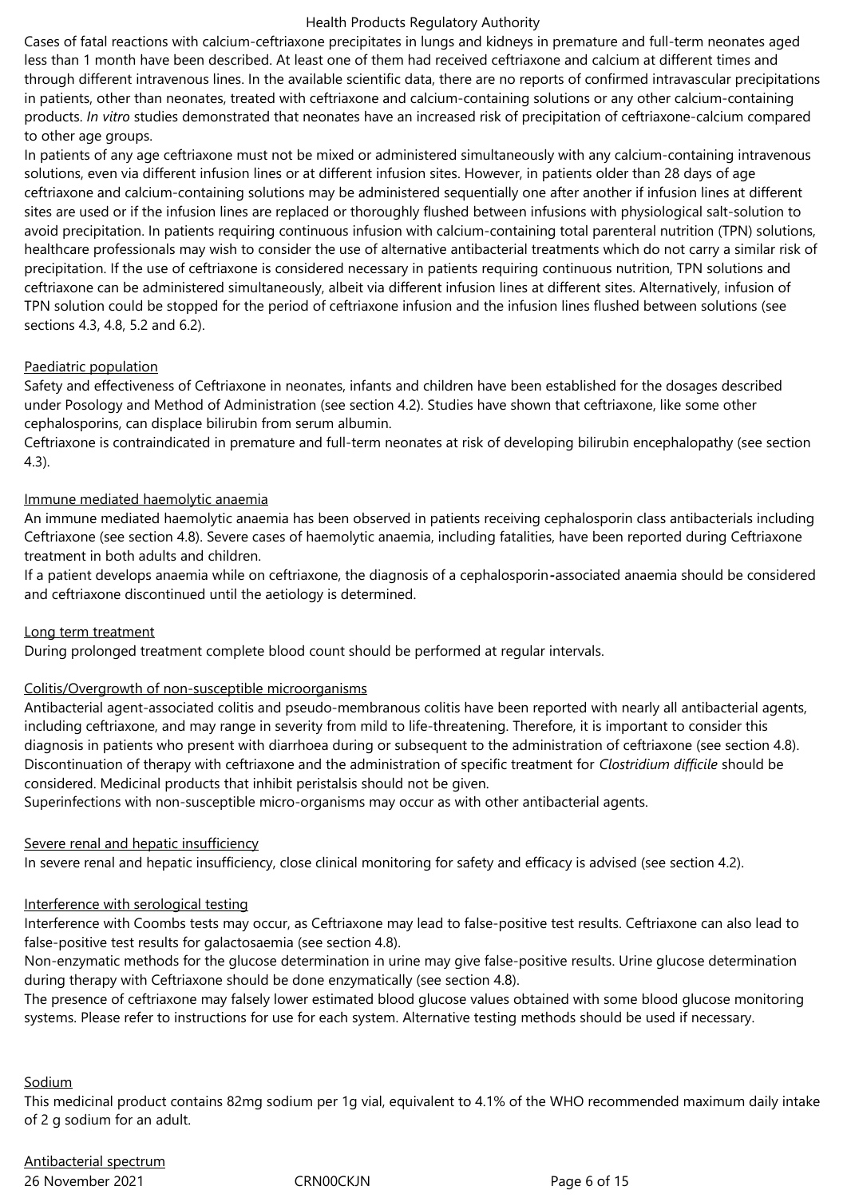Cases of fatal reactions with calcium-ceftriaxone precipitates in lungs and kidneys in premature and full-term neonates aged less than 1 month have been described. At least one of them had received ceftriaxone and calcium at different times and through different intravenous lines. In the available scientific data, there are no reports of confirmed intravascular precipitations in patients, other than neonates, treated with ceftriaxone and calcium-containing solutions or any other calcium-containing products. *In vitro* studies demonstrated that neonates have an increased risk of precipitation of ceftriaxone-calcium compared to other age groups.

In patients of any age ceftriaxone must not be mixed or administered simultaneously with any calcium-containing intravenous solutions, even via different infusion lines or at different infusion sites. However, in patients older than 28 days of age ceftriaxone and calcium-containing solutions may be administered sequentially one after another if infusion lines at different sites are used or if the infusion lines are replaced or thoroughly flushed between infusions with physiological salt-solution to avoid precipitation. In patients requiring continuous infusion with calcium-containing total parenteral nutrition (TPN) solutions, healthcare professionals may wish to consider the use of alternative antibacterial treatments which do not carry a similar risk of precipitation. If the use of ceftriaxone is considered necessary in patients requiring continuous nutrition, TPN solutions and ceftriaxone can be administered simultaneously, albeit via different infusion lines at different sites. Alternatively, infusion of TPN solution could be stopped for the period of ceftriaxone infusion and the infusion lines flushed between solutions (see sections 4.3, 4.8, 5.2 and 6.2).

Paediatric population

Safety and effectiveness of Ceftriaxone in neonates, infants and children have been established for the dosages described under Posology and Method of Administration (see section 4.2). Studies have shown that ceftriaxone, like some other cephalosporins, can displace bilirubin from serum albumin.

Ceftriaxone is contraindicated in premature and full-term neonates at risk of developing bilirubin encephalopathy (see section 4.3).

Immune mediated haemolytic anaemia

An immune mediated haemolytic anaemia has been observed in patients receiving cephalosporin class antibacterials including Ceftriaxone (see section 4.8). Severe cases of haemolytic anaemia, including fatalities, have been reported during Ceftriaxone treatment in both adults and children.

If a patient develops anaemia while on ceftriaxone, the diagnosis of a cephalosporin-associated anaemia should be considered and ceftriaxone discontinued until the aetiology is determined.

Long term treatment

During prolonged treatment complete blood count should be performed at regular intervals.

Colitis/Overgrowth of non-susceptible microorganisms

Antibacterial agent-associated colitis and pseudo-membranous colitis have been reported with nearly all antibacterial agents, including ceftriaxone, and may range in severity from mild to life-threatening. Therefore, it is important to consider this diagnosis in patients who present with diarrhoea during or subsequent to the administration of ceftriaxone (see section 4.8). Discontinuation of therapy with ceftriaxone and the administration of specific treatment for *Clostridium difficile* should be considered. Medicinal products that inhibit peristalsis should not be given.

Superinfections with non-susceptible micro-organisms may occur as with other antibacterial agents.

Severe renal and hepatic insufficiency

In severe renal and hepatic insufficiency, close clinical monitoring for safety and efficacy is advised (see section 4.2).

Interference with serological testing

Interference with Coombs tests may occur, as Ceftriaxone may lead to false-positive test results. Ceftriaxone can also lead to false-positive test results for galactosaemia (see section 4.8).

Non-enzymatic methods for the glucose determination in urine may give false-positive results. Urine glucose determination during therapy with Ceftriaxone should be done enzymatically (see section 4.8).

The presence of ceftriaxone may falsely lower estimated blood glucose values obtained with some blood glucose monitoring systems. Please refer to instructions for use for each system. Alternative testing methods should be used if necessary.

Sodium

This medicinal product contains 82mg sodium per 1g vial, equivalent to 4.1% of the WHO recommended maximum daily intake of 2 g sodium for an adult.

Antibacterial spectrum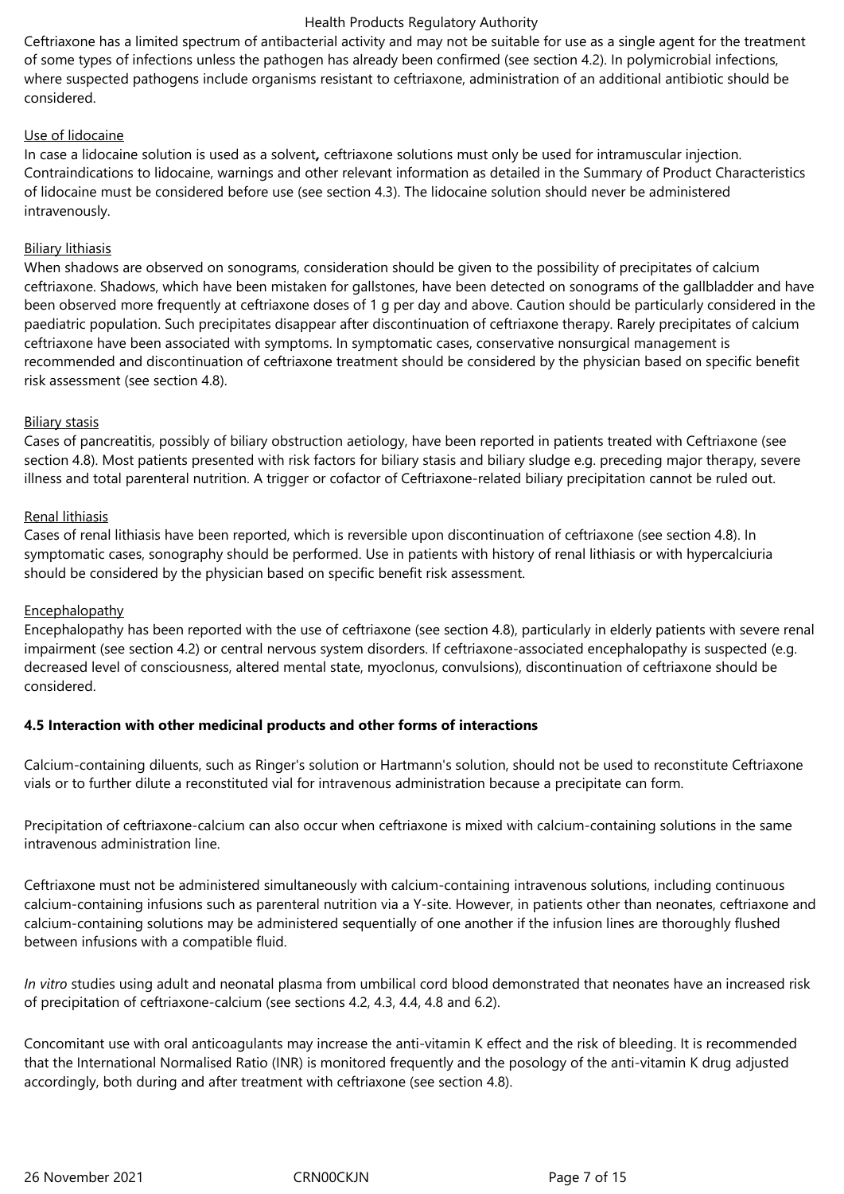Ceftriaxone has a limited spectrum of antibacterial activity and may not be suitable for use as a single agent for the treatment of some types of infections unless the pathogen has already been confirmed (see section 4.2). In polymicrobial infections, where suspected pathogens include organisms resistant to ceftriaxone, administration of an additional antibiotic should be considered.

Use of lidocaine

In case a lidocaine solution is used as a solvent**,** ceftriaxone solutions must only be used for intramuscular injection. Contraindications to lidocaine, warnings and other relevant information as detailed in the Summary of Product Characteristics of lidocaine must be considered before use (see section 4.3). The lidocaine solution should never be administered intravenously.

Biliary lithiasis

When shadows are observed on sonograms, consideration should be given to the possibility of precipitates of calcium ceftriaxone. Shadows, which have been mistaken for gallstones, have been detected on sonograms of the gallbladder and have been observed more frequently at ceftriaxone doses of 1 g per day and above. Caution should be particularly considered in the paediatric population. Such precipitates disappear after discontinuation of ceftriaxone therapy. Rarely precipitates of calcium ceftriaxone have been associated with symptoms. In symptomatic cases, conservative nonsurgical management is recommended and discontinuation of ceftriaxone treatment should be considered by the physician based on specific benefit risk assessment (see section 4.8).

Biliary stasis

Cases of pancreatitis, possibly of biliary obstruction aetiology, have been reported in patients treated with Ceftriaxone (see section 4.8). Most patients presented with risk factors for biliary stasis and biliary sludge e.g. preceding major therapy, severe illness and total parenteral nutrition. A trigger or cofactor of Ceftriaxone-related biliary precipitation cannot be ruled out.

Renal lithiasis

Cases of renal lithiasis have been reported, which is reversible upon discontinuation of ceftriaxone (see section 4.8). In symptomatic cases, sonography should be performed. Use in patients with history of renal lithiasis or with hypercalciuria should be considered by the physician based on specific benefit risk assessment.

Encephalopathy

Encephalopathy has been reported with the use of ceftriaxone (see section 4.8), particularly in elderly patients with severe renal impairment (see section 4.2) or central nervous system disorders. If ceftriaxone-associated encephalopathy is suspected (e.g. decreased level of consciousness, altered mental state, myoclonus, convulsions), discontinuation of ceftriaxone should be considered.

**4.5 Interaction with other medicinal products and other forms of interactions**

Calcium-containing diluents, such as Ringer's solution or Hartmann's solution, should not be used to reconstitute Ceftriaxone vials or to further dilute a reconstituted vial for intravenous administration because a precipitate can form.

Precipitation of ceftriaxone-calcium can also occur when ceftriaxone is mixed with calcium-containing solutions in the same intravenous administration line.

Ceftriaxone must not be administered simultaneously with calcium-containing intravenous solutions, including continuous calcium-containing infusions such as parenteral nutrition via a Y-site. However, in patients other than neonates, ceftriaxone and calcium-containing solutions may be administered sequentially of one another if the infusion lines are thoroughly flushed between infusions with a compatible fluid.

*In vitro* studies using adult and neonatal plasma from umbilical cord blood demonstrated that neonates have an increased risk of precipitation of ceftriaxone-calcium (see sections 4.2, 4.3, 4.4, 4.8 and 6.2).

Concomitant use with oral anticoagulants may increase the anti-vitamin K effect and the risk of bleeding. It is recommended that the International Normalised Ratio (INR) is monitored frequently and the posology of the anti-vitamin K drug adjusted accordingly, both during and after treatment with ceftriaxone (see section 4.8).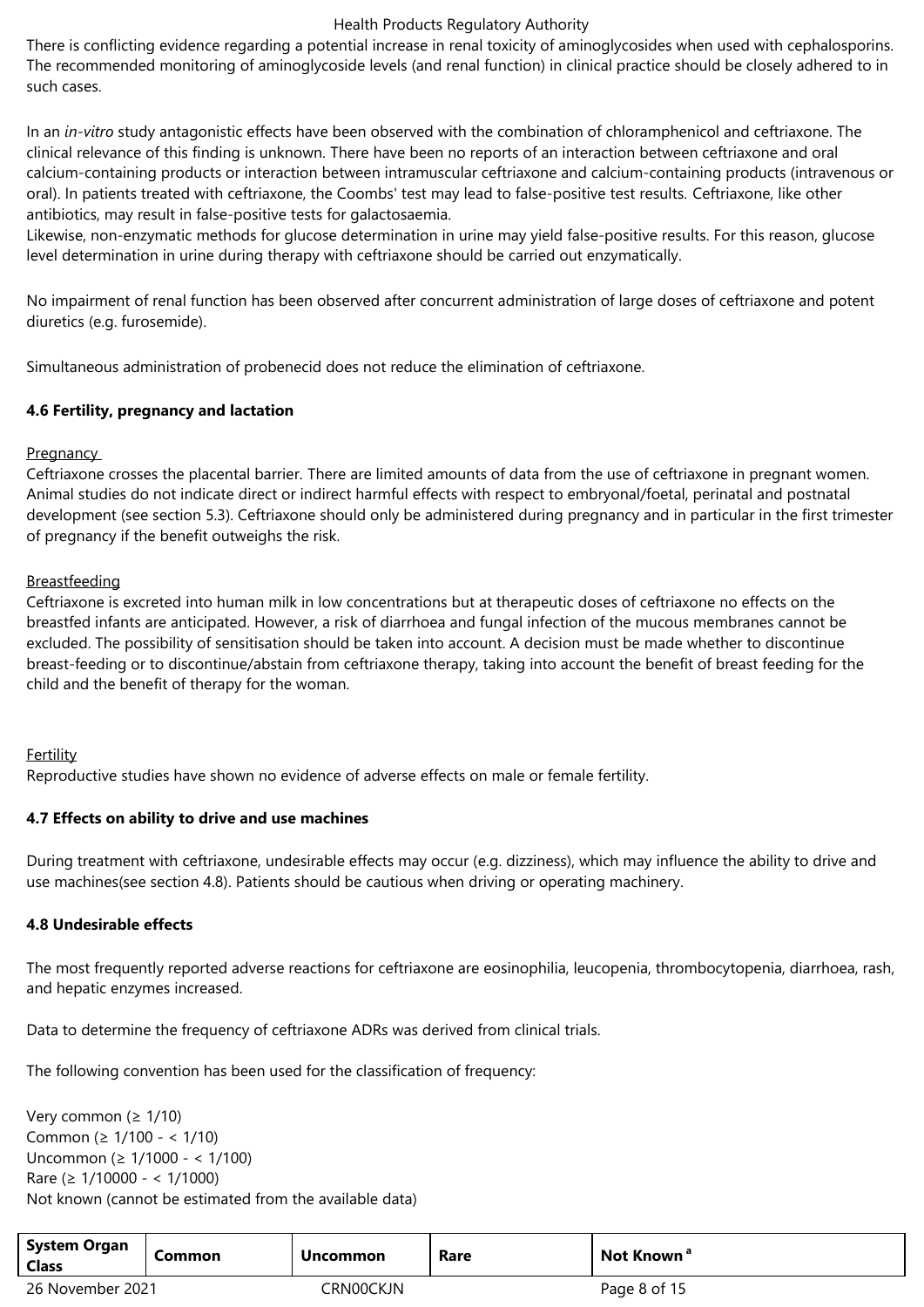There is conflicting evidence regarding a potential increase in renal toxicity of aminoglycosides when used with cephalosporins. The recommended monitoring of aminoglycoside levels (and renal function) in clinical practice should be closely adhered to in such cases.

In an *in-vitro* study antagonistic effects have been observed with the combination of chloramphenicol and ceftriaxone. The clinical relevance of this finding is unknown. There have been no reports of an interaction between ceftriaxone and oral calcium-containing products or interaction between intramuscular ceftriaxone and calcium-containing products (intravenous or oral). In patients treated with ceftriaxone, the Coombs' test may lead to false-positive test results. Ceftriaxone, like other antibiotics, may result in false-positive tests for galactosaemia.
Likewise, non-enzymatic methods for glucose determination in urine may yield false-positive results. For this reason, glucose level determination in urine during therapy with ceftriaxone should be carried out enzymatically.

No impairment of renal function has been observed after concurrent administration of large doses of ceftriaxone and potent diuretics (e.g. furosemide).

Simultaneous administration of probenecid does not reduce the elimination of ceftriaxone.

**4.6 Fertility, pregnancy and lactation**

Pregnancy
Ceftriaxone crosses the placental barrier. There are limited amounts of data from the use of ceftriaxone in pregnant women. Animal studies do not indicate direct or indirect harmful effects with respect to embryonal/foetal, perinatal and postnatal development (see section 5.3). Ceftriaxone should only be administered during pregnancy and in particular in the first trimester of pregnancy if the benefit outweighs the risk.

Breastfeeding
Ceftriaxone is excreted into human milk in low concentrations but at therapeutic doses of ceftriaxone no effects on the breastfed infants are anticipated. However, a risk of diarrhoea and fungal infection of the mucous membranes cannot be excluded. The possibility of sensitisation should be taken into account. A decision must be made whether to discontinue breast-feeding or to discontinue/abstain from ceftriaxone therapy, taking into account the benefit of breast feeding for the child and the benefit of therapy for the woman.

Fertility
Reproductive studies have shown no evidence of adverse effects on male or female fertility.

**4.7 Effects on ability to drive and use machines**

During treatment with ceftriaxone, undesirable effects may occur (e.g. dizziness), which may influence the ability to drive and use machines(see section 4.8). Patients should be cautious when driving or operating machinery.

**4.8 Undesirable effects**

The most frequently reported adverse reactions for ceftriaxone are eosinophilia, leucopenia, thrombocytopenia, diarrhoea, rash, and hepatic enzymes increased.

Data to determine the frequency of ceftriaxone ADRs was derived from clinical trials.

The following convention has been used for the classification of frequency:

Very common (≥ 1/10)
Common (≥ 1/100 - < 1/10)
Uncommon (≥ 1/1000 - < 1/100)
Rare (≥ 1/10000 - < 1/1000)
Not known (cannot be estimated from the available data)

| System Organ Class | Common | Uncommon | Rare | Not Known [a] |
|---|---|---|---|---|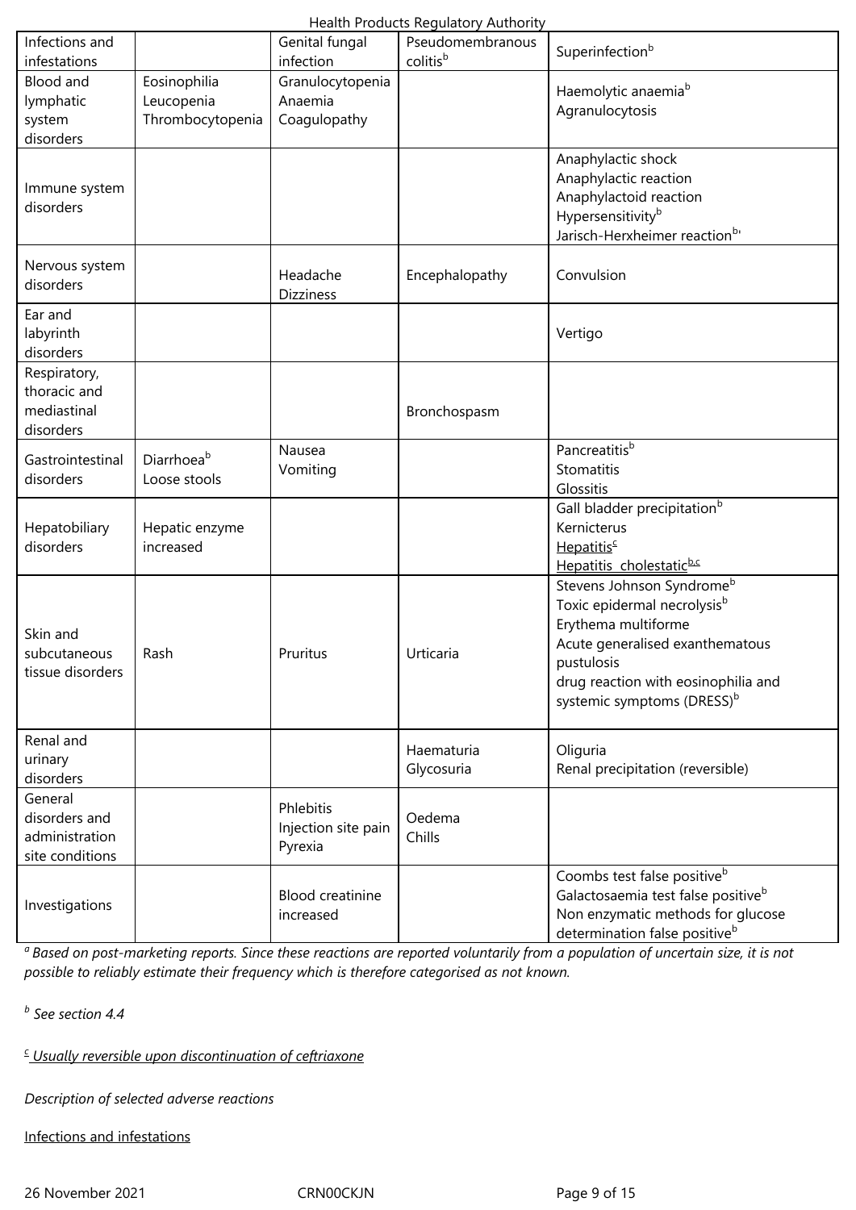| Infections and infestations | | Genital fungal infection | Pseudomembranous colitis[b] | Superinfection[b] |
|---|---|---|---|---|
| Blood and lymphatic system disorders | Eosinophilia<br>Leucopenia<br>Thrombocytopenia | Granulocytopenia<br>Anaemia<br>Coagulopathy | | Haemolytic anaemia[b]<br>Agranulocytosis |
| Immune system disorders | | | | Anaphylactic shock<br>Anaphylactic reaction<br>Anaphylactoid reaction<br>Hypersensitivity[b]<br>Jarisch-Herxheimer reaction[b] |
| Nervous system disorders | | Headache<br>Dizziness | Encephalopathy | Convulsion |
| Ear and labyrinth disorders | | | | Vertigo |
| Respiratory, thoracic and mediastinal disorders | | | Bronchospasm | |
| Gastrointestinal disorders | Diarrhoea[b]<br>Loose stools | Nausea<br>Vomiting | | Pancreatitis[b]<br>Stomatitis<br>Glossitis |
| Hepatobiliary disorders | Hepatic enzyme increased | | | Gall bladder precipitation[b]<br>Kernicterus<br><u>Hepatitis[c]</u><br><u>Hepatitis cholestatic[b,c]</u> |
| Skin and subcutaneous tissue disorders | Rash | Pruritus | Urticaria | Stevens Johnson Syndrome[b]<br>Toxic epidermal necrolysis[b]<br>Erythema multiforme<br>Acute generalised exanthematous pustulosis<br>drug reaction with eosinophilia and systemic symptoms (DRESS)[b] |
| Renal and urinary disorders | | | Haematuria<br>Glycosuria | Oliguria<br>Renal precipitation (reversible) |
| General disorders and administration site conditions | | Phlebitis<br>Injection site pain<br>Pyrexia | Oedema<br>Chills | |
| Investigations | | Blood creatinine increased | | Coombs test false positive[b]<br>Galactosaemia test false positive[b]<br>Non enzymatic methods for glucose determination false positive[b] |

*[a] Based on post-marketing reports. Since these reactions are reported voluntarily from a population of uncertain size, it is not possible to reliably estimate their frequency which is therefore categorised as not known.*

*[b] See section 4.4*

*<u>[c] Usually reversible upon discontinuation of ceftriaxone</u>*

*Description of selected adverse reactions*

<u>Infections and infestations</u>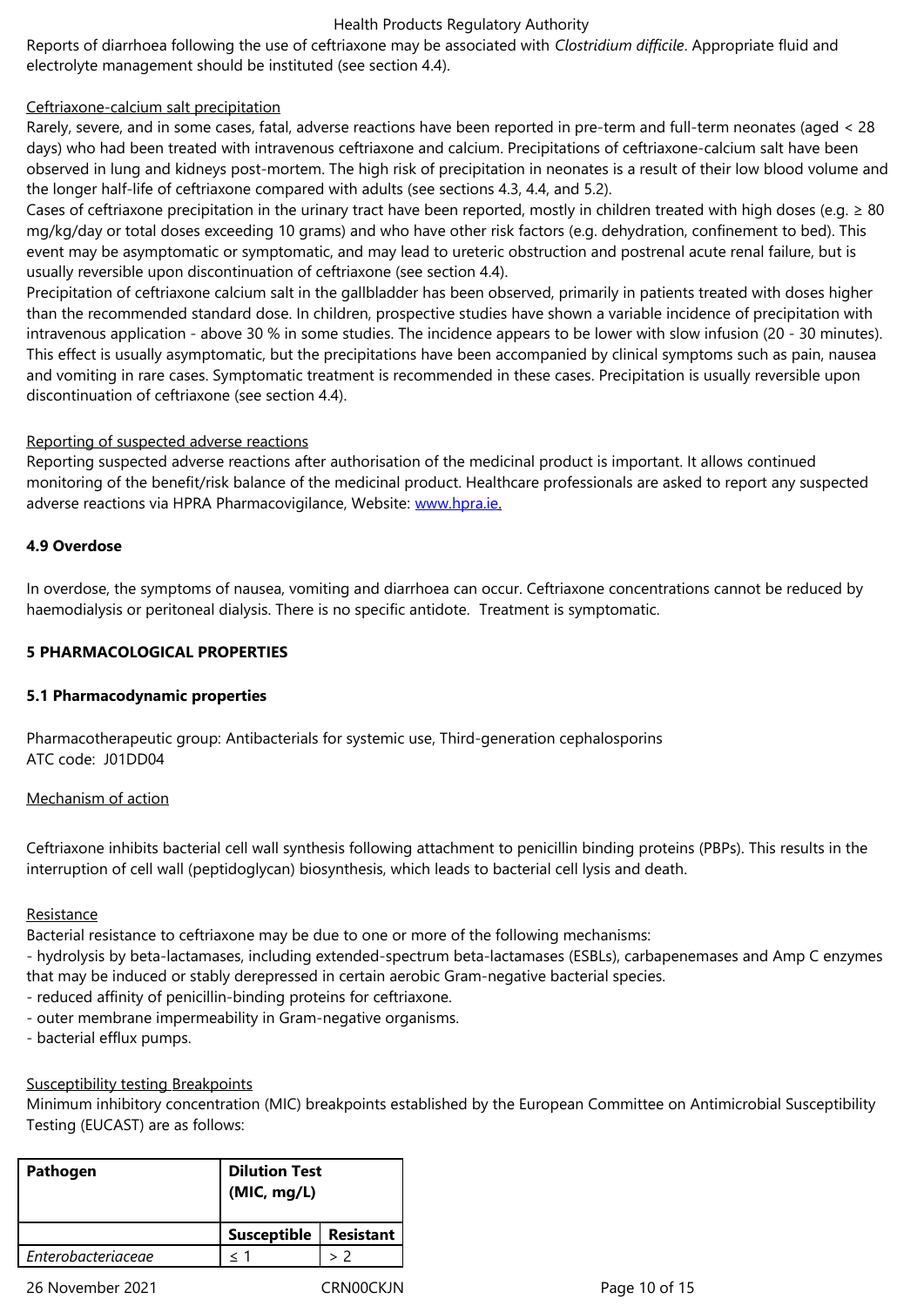Reports of diarrhoea following the use of ceftriaxone may be associated with *Clostridium difficile*. Appropriate fluid and electrolyte management should be instituted (see section 4.4).

Ceftriaxone-calcium salt precipitation

Rarely, severe, and in some cases, fatal, adverse reactions have been reported in pre-term and full-term neonates (aged < 28 days) who had been treated with intravenous ceftriaxone and calcium. Precipitations of ceftriaxone-calcium salt have been observed in lung and kidneys post-mortem. The high risk of precipitation in neonates is a result of their low blood volume and the longer half-life of ceftriaxone compared with adults (see sections 4.3, 4.4, and 5.2).

Cases of ceftriaxone precipitation in the urinary tract have been reported, mostly in children treated with high doses (e.g. ≥ 80 mg/kg/day or total doses exceeding 10 grams) and who have other risk factors (e.g. dehydration, confinement to bed). This event may be asymptomatic or symptomatic, and may lead to ureteric obstruction and postrenal acute renal failure, but is usually reversible upon discontinuation of ceftriaxone (see section 4.4).

Precipitation of ceftriaxone calcium salt in the gallbladder has been observed, primarily in patients treated with doses higher than the recommended standard dose. In children, prospective studies have shown a variable incidence of precipitation with intravenous application - above 30 % in some studies. The incidence appears to be lower with slow infusion (20 - 30 minutes). This effect is usually asymptomatic, but the precipitations have been accompanied by clinical symptoms such as pain, nausea and vomiting in rare cases. Symptomatic treatment is recommended in these cases. Precipitation is usually reversible upon discontinuation of ceftriaxone (see section 4.4).

Reporting of suspected adverse reactions

Reporting suspected adverse reactions after authorisation of the medicinal product is important. It allows continued monitoring of the benefit/risk balance of the medicinal product. Healthcare professionals are asked to report any suspected adverse reactions via HPRA Pharmacovigilance, Website: www.hpra.ie.

**4.9 Overdose**

In overdose, the symptoms of nausea, vomiting and diarrhoea can occur. Ceftriaxone concentrations cannot be reduced by haemodialysis or peritoneal dialysis. There is no specific antidote. Treatment is symptomatic.

**5 PHARMACOLOGICAL PROPERTIES**

**5.1 Pharmacodynamic properties**

Pharmacotherapeutic group: Antibacterials for systemic use, Third-generation cephalosporins
ATC code: J01DD04

Mechanism of action

Ceftriaxone inhibits bacterial cell wall synthesis following attachment to penicillin binding proteins (PBPs). This results in the interruption of cell wall (peptidoglycan) biosynthesis, which leads to bacterial cell lysis and death.

Resistance

Bacterial resistance to ceftriaxone may be due to one or more of the following mechanisms:
- hydrolysis by beta-lactamases, including extended-spectrum beta-lactamases (ESBLs), carbapenemases and Amp C enzymes that may be induced or stably derepressed in certain aerobic Gram-negative bacterial species.
- reduced affinity of penicillin-binding proteins for ceftriaxone.
- outer membrane impermeability in Gram-negative organisms.
- bacterial efflux pumps.

Susceptibility testing Breakpoints

Minimum inhibitory concentration (MIC) breakpoints established by the European Committee on Antimicrobial Susceptibility Testing (EUCAST) are as follows:

| **Pathogen** | **Dilution Test (MIC, mg/L)** | |
|---|---|---|
| | **Susceptible** | **Resistant** |
| *Enterobacteriaceae* | ≤ 1 | > 2 |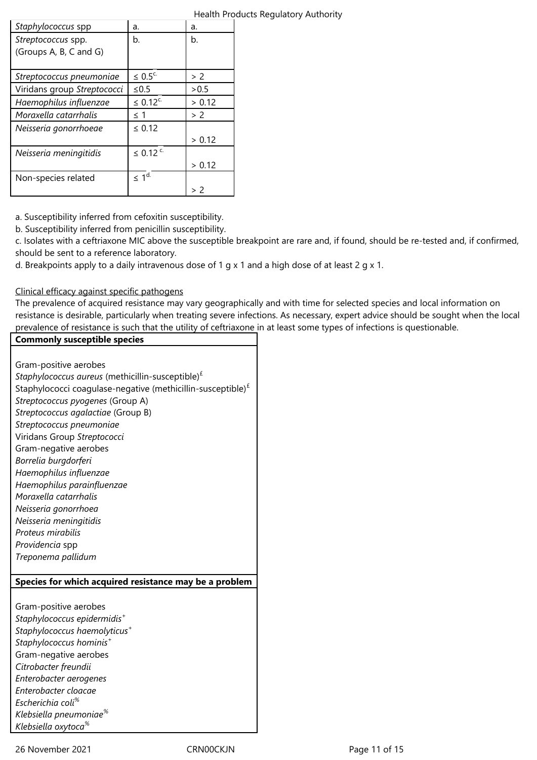| | | |
|---|---|---|
| *Staphylococcus* spp | a. | a. |
| *Streptococcus* spp. (Groups A, B, C and G) | b. | b. |
| *Streptococcus pneumoniae* | ≤ 0.5[c.] | > 2 |
| Viridans group *Streptococci* | ≤0.5 | >0.5 |
| *Haemophilus influenzae* | ≤ 0.12[c.] | > 0.12 |
| *Moraxella catarrhalis* | ≤ 1 | > 2 |
| *Neisseria gonorrhoeae* | ≤ 0.12 | > 0.12 |
| *Neisseria meningitidis* | ≤ 0.12 [c.] | > 0.12 |
| Non-species related | ≤ 1[d.] | > 2 |

a. Susceptibility inferred from cefoxitin susceptibility.
b. Susceptibility inferred from penicillin susceptibility.
c. Isolates with a ceftriaxone MIC above the susceptible breakpoint are rare and, if found, should be re-tested and, if confirmed, should be sent to a reference laboratory.
d. Breakpoints apply to a daily intravenous dose of 1 g x 1 and a high dose of at least 2 g x 1.

Clinical efficacy against specific pathogens

The prevalence of acquired resistance may vary geographically and with time for selected species and local information on resistance is desirable, particularly when treating severe infections. As necessary, expert advice should be sought when the local prevalence of resistance is such that the utility of ceftriaxone in at least some types of infections is questionable.

| **Commonly susceptible species** |
|---|
| Gram-positive aerobes<br>*Staphylococcus aureus* (methicillin-susceptible)[£]<br>Staphylococci coagulase-negative (methicillin-susceptible)[£]<br>*Streptococcus pyogenes* (Group A)<br>*Streptococcus agalactiae* (Group B)<br>*Streptococcus pneumoniae*<br>Viridans Group *Streptococci*<br>Gram-negative aerobes<br>*Borrelia burgdorferi*<br>*Haemophilus influenzae*<br>*Haemophilus parainfluenzae*<br>*Moraxella catarrhalis*<br>*Neisseria gonorrhoea*<br>*Neisseria meningitidis*<br>*Proteus mirabilis*<br>*Providencia* spp<br>*Treponema pallidum* |
| **Species for which acquired resistance may be a problem** |
| Gram-positive aerobes<br>*Staphylococcus epidermidis*[+]<br>*Staphylococcus haemolyticus*[+]<br>*Staphylococcus hominis*[+]<br>Gram-negative aerobes<br>*Citrobacter freundii*<br>*Enterobacter aerogenes*<br>*Enterobacter cloacae*<br>*Escherichia coli*[%]<br>*Klebsiella pneumoniae*[%]<br>*Klebsiella oxytoca*[%] |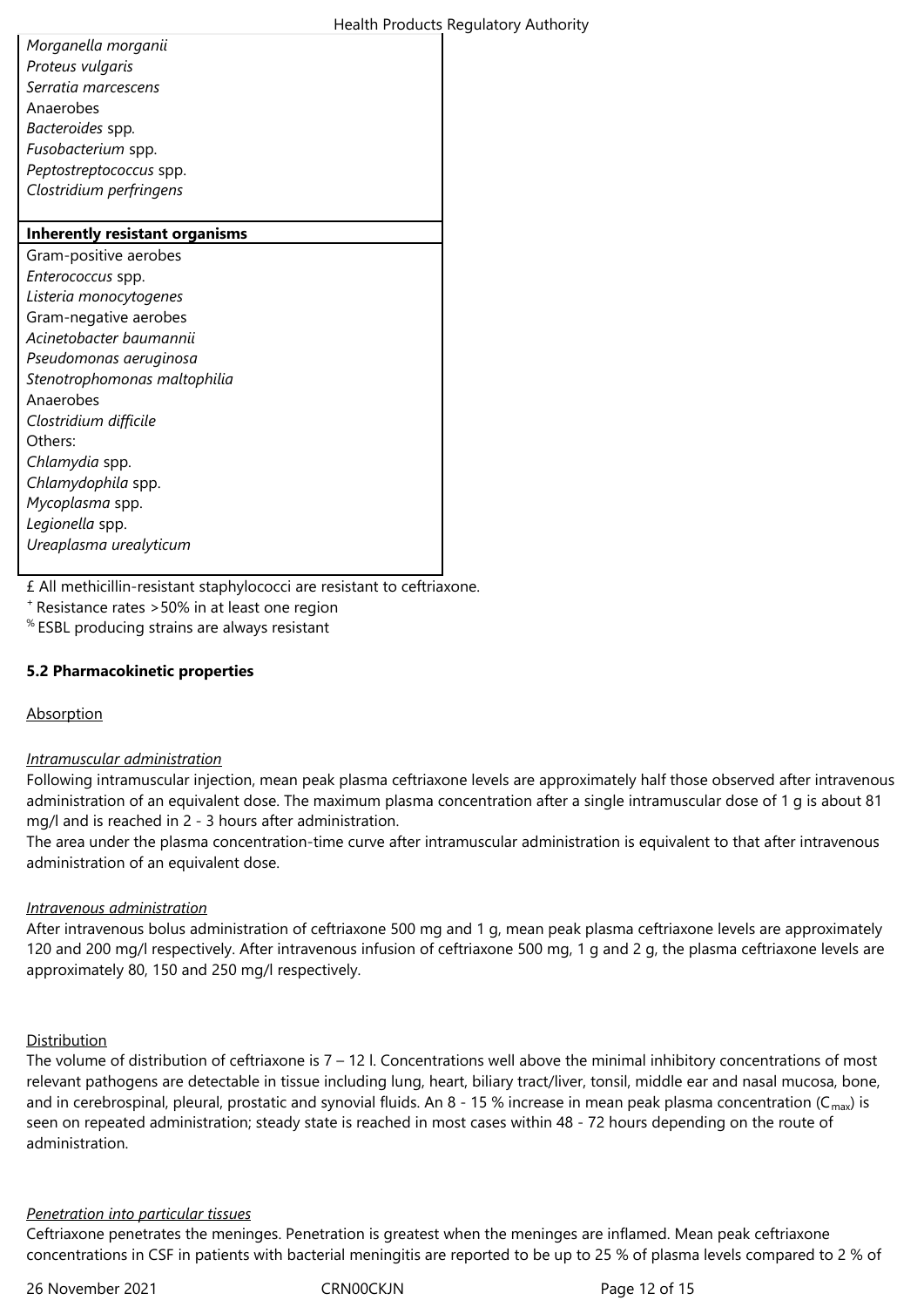| |
|---|
| *Morganella morganii* |
| *Proteus vulgaris* |
| *Serratia marcescens* |
| Anaerobes |
| *Bacteroides* spp. |
| *Fusobacterium* spp. |
| *Peptostreptococcus* spp. |
| *Clostridium perfringens* |
| **Inherently resistant organisms** |
| Gram-positive aerobes |
| *Enterococcus* spp. |
| *Listeria monocytogenes* |
| Gram-negative aerobes |
| *Acinetobacter baumannii* |
| *Pseudomonas aeruginosa* |
| *Stenotrophomonas maltophilia* |
| Anaerobes |
| *Clostridium difficile* |
| Others: |
| *Chlamydia* spp. |
| *Chlamydophila* spp. |
| *Mycoplasma* spp. |
| *Legionella* spp. |
| *Ureaplasma urealyticum* |

£ All methicillin-resistant staphylococci are resistant to ceftriaxone.

+ Resistance rates >50% in at least one region

% ESBL producing strains are always resistant

### 5.2 Pharmacokinetic properties

Absorption

*Intramuscular administration*

Following intramuscular injection, mean peak plasma ceftriaxone levels are approximately half those observed after intravenous administration of an equivalent dose. The maximum plasma concentration after a single intramuscular dose of 1 g is about 81 mg/l and is reached in 2 - 3 hours after administration.

The area under the plasma concentration-time curve after intramuscular administration is equivalent to that after intravenous administration of an equivalent dose.

*Intravenous administration*

After intravenous bolus administration of ceftriaxone 500 mg and 1 g, mean peak plasma ceftriaxone levels are approximately 120 and 200 mg/l respectively. After intravenous infusion of ceftriaxone 500 mg, 1 g and 2 g, the plasma ceftriaxone levels are approximately 80, 150 and 250 mg/l respectively.

Distribution

The volume of distribution of ceftriaxone is 7 – 12 l. Concentrations well above the minimal inhibitory concentrations of most relevant pathogens are detectable in tissue including lung, heart, biliary tract/liver, tonsil, middle ear and nasal mucosa, bone, and in cerebrospinal, pleural, prostatic and synovial fluids. An 8 - 15 % increase in mean peak plasma concentration ($C_{max}$) is seen on repeated administration; steady state is reached in most cases within 48 - 72 hours depending on the route of administration.

*Penetration into particular tissues*

Ceftriaxone penetrates the meninges. Penetration is greatest when the meninges are inflamed. Mean peak ceftriaxone concentrations in CSF in patients with bacterial meningitis are reported to be up to 25 % of plasma levels compared to 2 % of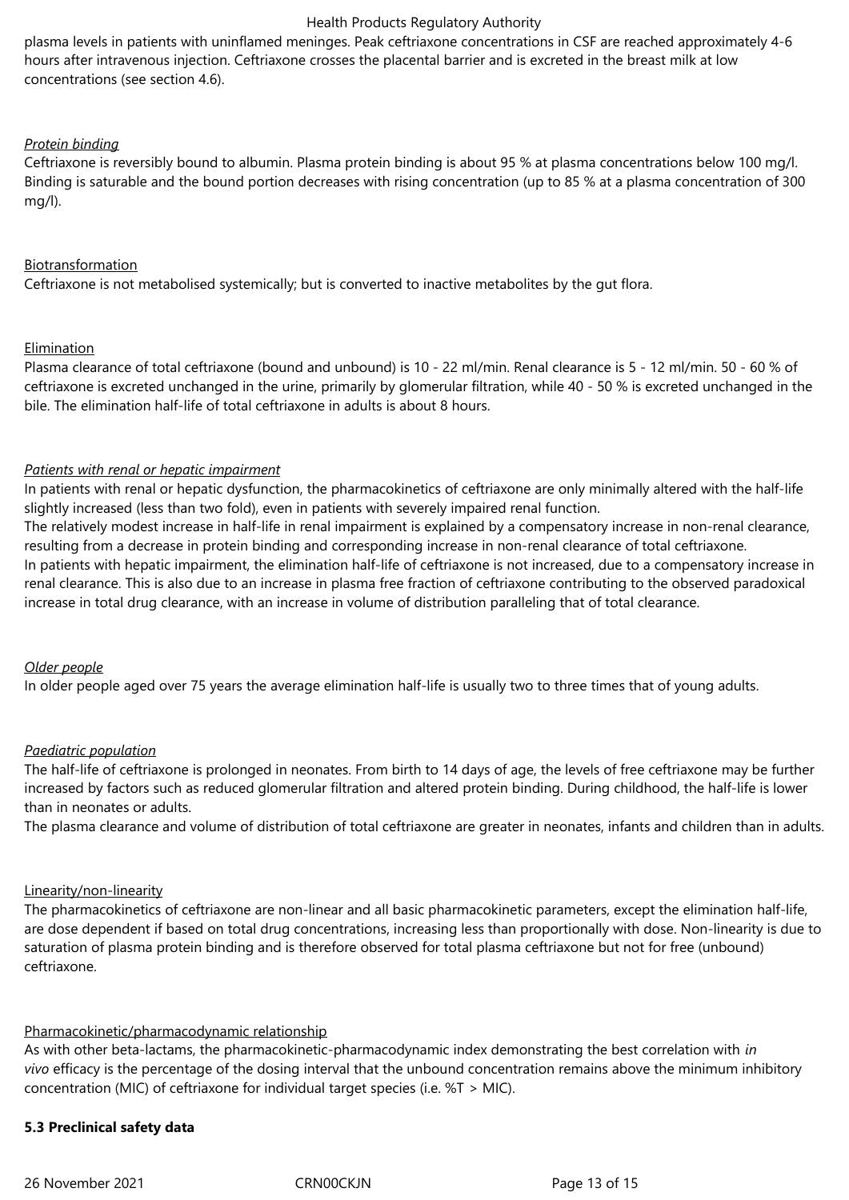plasma levels in patients with uninflamed meninges. Peak ceftriaxone concentrations in CSF are reached approximately 4-6 hours after intravenous injection. Ceftriaxone crosses the placental barrier and is excreted in the breast milk at low concentrations (see section 4.6).

*Protein binding*

Ceftriaxone is reversibly bound to albumin. Plasma protein binding is about 95 % at plasma concentrations below 100 mg/l. Binding is saturable and the bound portion decreases with rising concentration (up to 85 % at a plasma concentration of 300 mg/l).

Biotransformation

Ceftriaxone is not metabolised systemically; but is converted to inactive metabolites by the gut flora.

Elimination

Plasma clearance of total ceftriaxone (bound and unbound) is 10 - 22 ml/min. Renal clearance is 5 - 12 ml/min. 50 - 60 % of ceftriaxone is excreted unchanged in the urine, primarily by glomerular filtration, while 40 - 50 % is excreted unchanged in the bile. The elimination half-life of total ceftriaxone in adults is about 8 hours.

*Patients with renal or hepatic impairment*

In patients with renal or hepatic dysfunction, the pharmacokinetics of ceftriaxone are only minimally altered with the half-life slightly increased (less than two fold), even in patients with severely impaired renal function.

The relatively modest increase in half-life in renal impairment is explained by a compensatory increase in non-renal clearance, resulting from a decrease in protein binding and corresponding increase in non-renal clearance of total ceftriaxone.

In patients with hepatic impairment, the elimination half-life of ceftriaxone is not increased, due to a compensatory increase in renal clearance. This is also due to an increase in plasma free fraction of ceftriaxone contributing to the observed paradoxical increase in total drug clearance, with an increase in volume of distribution paralleling that of total clearance.

*Older people*

In older people aged over 75 years the average elimination half-life is usually two to three times that of young adults.

*Paediatric population*

The half-life of ceftriaxone is prolonged in neonates. From birth to 14 days of age, the levels of free ceftriaxone may be further increased by factors such as reduced glomerular filtration and altered protein binding. During childhood, the half-life is lower than in neonates or adults.

The plasma clearance and volume of distribution of total ceftriaxone are greater in neonates, infants and children than in adults.

Linearity/non-linearity

The pharmacokinetics of ceftriaxone are non-linear and all basic pharmacokinetic parameters, except the elimination half-life, are dose dependent if based on total drug concentrations, increasing less than proportionally with dose. Non-linearity is due to saturation of plasma protein binding and is therefore observed for total plasma ceftriaxone but not for free (unbound) ceftriaxone.

Pharmacokinetic/pharmacodynamic relationship

As with other beta-lactams, the pharmacokinetic-pharmacodynamic index demonstrating the best correlation with *in vivo* efficacy is the percentage of the dosing interval that the unbound concentration remains above the minimum inhibitory concentration (MIC) of ceftriaxone for individual target species (i.e. %T > MIC).

**5.3 Preclinical safety data**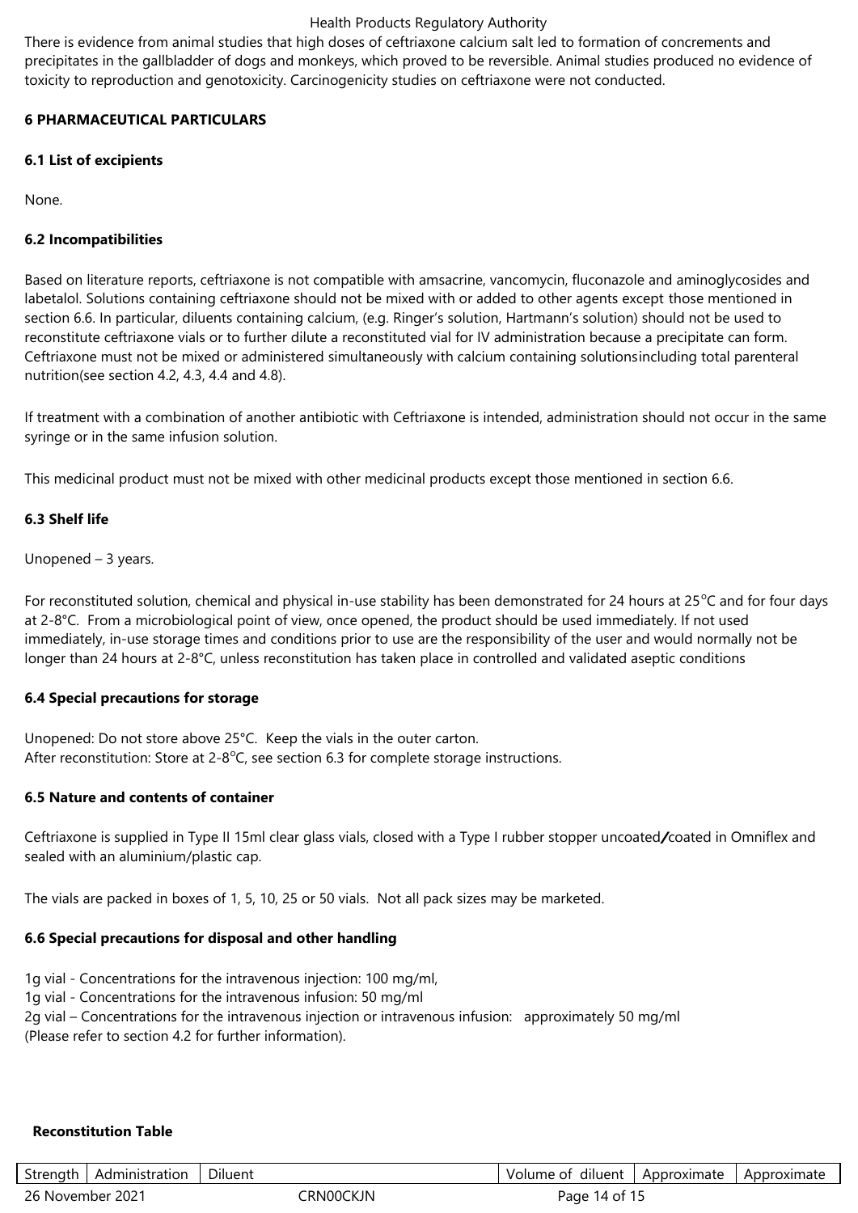There is evidence from animal studies that high doses of ceftriaxone calcium salt led to formation of concrements and precipitates in the gallbladder of dogs and monkeys, which proved to be reversible. Animal studies produced no evidence of toxicity to reproduction and genotoxicity. Carcinogenicity studies on ceftriaxone were not conducted.

## 6 PHARMACEUTICAL PARTICULARS

### 6.1 List of excipients

None.

### 6.2 Incompatibilities

Based on literature reports, ceftriaxone is not compatible with amsacrine, vancomycin, fluconazole and aminoglycosides and labetalol. Solutions containing ceftriaxone should not be mixed with or added to other agents except those mentioned in section 6.6. In particular, diluents containing calcium, (e.g. Ringer's solution, Hartmann's solution) should not be used to reconstitute ceftriaxone vials or to further dilute a reconstituted vial for IV administration because a precipitate can form. Ceftriaxone must not be mixed or administered simultaneously with calcium containing solutionsincluding total parenteral nutrition(see section 4.2, 4.3, 4.4 and 4.8).

If treatment with a combination of another antibiotic with Ceftriaxone is intended, administration should not occur in the same syringe or in the same infusion solution.

This medicinal product must not be mixed with other medicinal products except those mentioned in section 6.6.

### 6.3 Shelf life

Unopened – 3 years.

For reconstituted solution, chemical and physical in-use stability has been demonstrated for 24 hours at 25°C and for four days at 2-8°C. From a microbiological point of view, once opened, the product should be used immediately. If not used immediately, in-use storage times and conditions prior to use are the responsibility of the user and would normally not be longer than 24 hours at 2-8°C, unless reconstitution has taken place in controlled and validated aseptic conditions

### 6.4 Special precautions for storage

Unopened: Do not store above 25°C. Keep the vials in the outer carton.
After reconstitution: Store at 2-8°C, see section 6.3 for complete storage instructions.

### 6.5 Nature and contents of container

Ceftriaxone is supplied in Type II 15ml clear glass vials, closed with a Type I rubber stopper uncoated/coated in Omniflex and sealed with an aluminium/plastic cap.

The vials are packed in boxes of 1, 5, 10, 25 or 50 vials. Not all pack sizes may be marketed.

### 6.6 Special precautions for disposal and other handling

1g vial - Concentrations for the intravenous injection: 100 mg/ml,
1g vial - Concentrations for the intravenous infusion: 50 mg/ml
2g vial – Concentrations for the intravenous injection or intravenous infusion: approximately 50 mg/ml
(Please refer to section 4.2 for further information).

**Reconstitution Table**

| Strength | Administration | Diluent | Volume of diluent | Approximate | Approximate |
|---|---|---|---|---|---|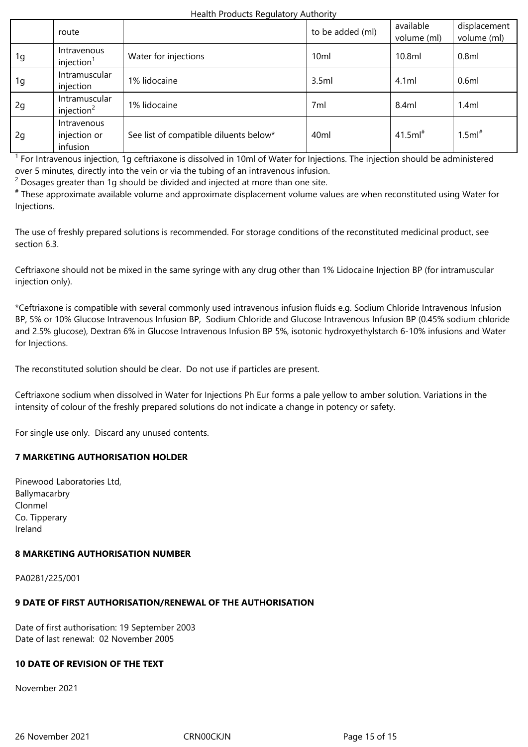| | route | | to be added (ml) | available volume (ml) | displacement volume (ml) |
|---|---|---|---|---|---|
| 1g | Intravenous injection[1] | Water for injections | 10ml | 10.8ml | 0.8ml |
| 1g | Intramuscular injection | 1% lidocaine | 3.5ml | 4.1ml | 0.6ml |
| 2g | Intramuscular injection[2] | 1% lidocaine | 7ml | 8.4ml | 1.4ml |
| 2g | Intravenous injection or infusion | See list of compatible diluents below* | 40ml | 41.5ml[#] | 1.5ml[#] |

[1] For Intravenous injection, 1g ceftriaxone is dissolved in 10ml of Water for Injections. The injection should be administered over 5 minutes, directly into the vein or via the tubing of an intravenous infusion.
[2] Dosages greater than 1g should be divided and injected at more than one site.
[#] These approximate available volume and approximate displacement volume values are when reconstituted using Water for Injections.

The use of freshly prepared solutions is recommended. For storage conditions of the reconstituted medicinal product, see section 6.3.

Ceftriaxone should not be mixed in the same syringe with any drug other than 1% Lidocaine Injection BP (for intramuscular injection only).

*Ceftriaxone is compatible with several commonly used intravenous infusion fluids e.g. Sodium Chloride Intravenous Infusion BP, 5% or 10% Glucose Intravenous Infusion BP, Sodium Chloride and Glucose Intravenous Infusion BP (0.45% sodium chloride and 2.5% glucose), Dextran 6% in Glucose Intravenous Infusion BP 5%, isotonic hydroxyethylstarch 6-10% infusions and Water for Injections.

The reconstituted solution should be clear. Do not use if particles are present.

Ceftriaxone sodium when dissolved in Water for Injections Ph Eur forms a pale yellow to amber solution. Variations in the intensity of colour of the freshly prepared solutions do not indicate a change in potency or safety.

For single use only. Discard any unused contents.

**7 MARKETING AUTHORISATION HOLDER**

Pinewood Laboratories Ltd,
Ballymacarbry
Clonmel
Co. Tipperary
Ireland

**8 MARKETING AUTHORISATION NUMBER**

PA0281/225/001

**9 DATE OF FIRST AUTHORISATION/RENEWAL OF THE AUTHORISATION**

Date of first authorisation: 19 September 2003
Date of last renewal: 02 November 2005

**10 DATE OF REVISION OF THE TEXT**

November 2021